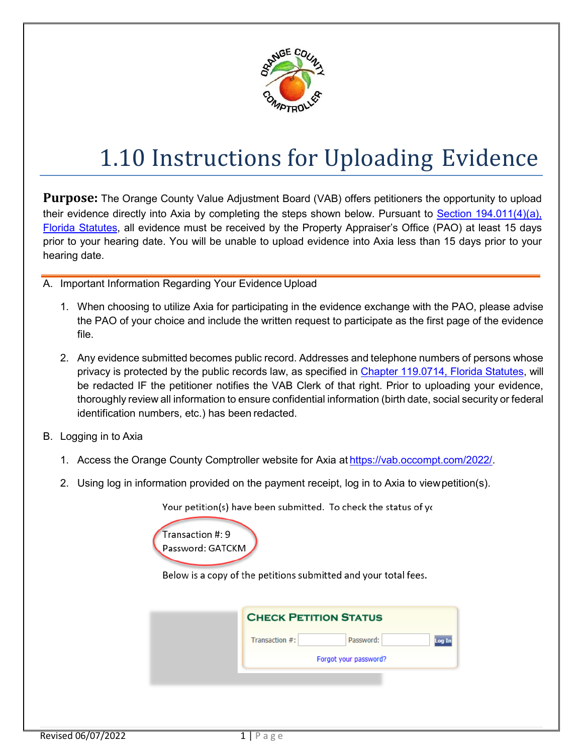# 1.10 Instructions for Uploading Evidence

**Purpose:** The Orange County Value Adjustment Board (VAB) offers petitioners the opportunity to upload their evidence directly into Axia by completing the steps shown below. Pursuant to Section 194.011(4)(a), Florida Statutes, all evidence must be received by the Property Appraiser's Office (PAO) at least 15 days prior to your hearing date. You will be unable to upload evidence into Axia less than 15 days prior to your hearing date.

A. Important Information Regarding Your Evidence Upload

1. When choosing to utilize Axia for participating in the evidence exchange with the PAO, please advise the PAO of your choice and include the written request to participate as the first page of the evidence file.

2. Any evidence submitted becomes public record. Addresses and telephone numbers of persons whose privacy is protected by the public records law, as specified in Chapter 119.0714, Florida Statutes, will be redacted IF the petitioner notifies the VAB Clerk of that right. Prior to uploading your evidence, thoroughly review all information to ensure confidential information (birth date, social security or federal identification numbers, etc.) has been redacted.

B. Logging in to Axia

1. Access the Orange County Comptroller website for Axia at https://vab.occompt.com/2022/.

2. Using log in information provided on the payment receipt, log in to Axia to view petition(s).

Your petition(s) have been submitted. To check the status of yo

Transaction #: 9
Password: GATCKM

Below is a copy of the petitions submitted and your total fees.

CHECK PETITION STATUS

Transaction #: Password: Log In

Forgot your password?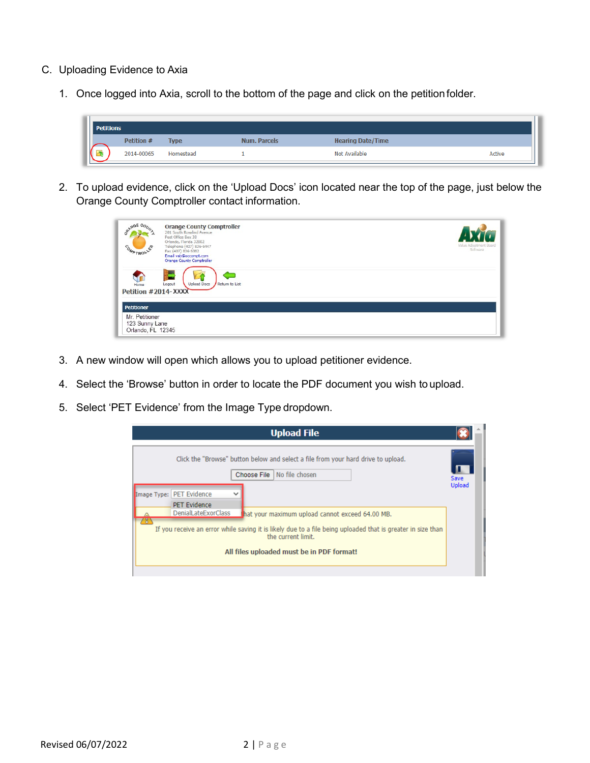C. Uploading Evidence to Axia

1. Once logged into Axia, scroll to the bottom of the page and click on the petition folder.

2. To upload evidence, click on the 'Upload Docs' icon located near the top of the page, just below the Orange County Comptroller contact information.

3. A new window will open which allows you to upload petitioner evidence.

4. Select the 'Browse' button in order to locate the PDF document you wish to upload.

5. Select 'PET Evidence' from the Image Type dropdown.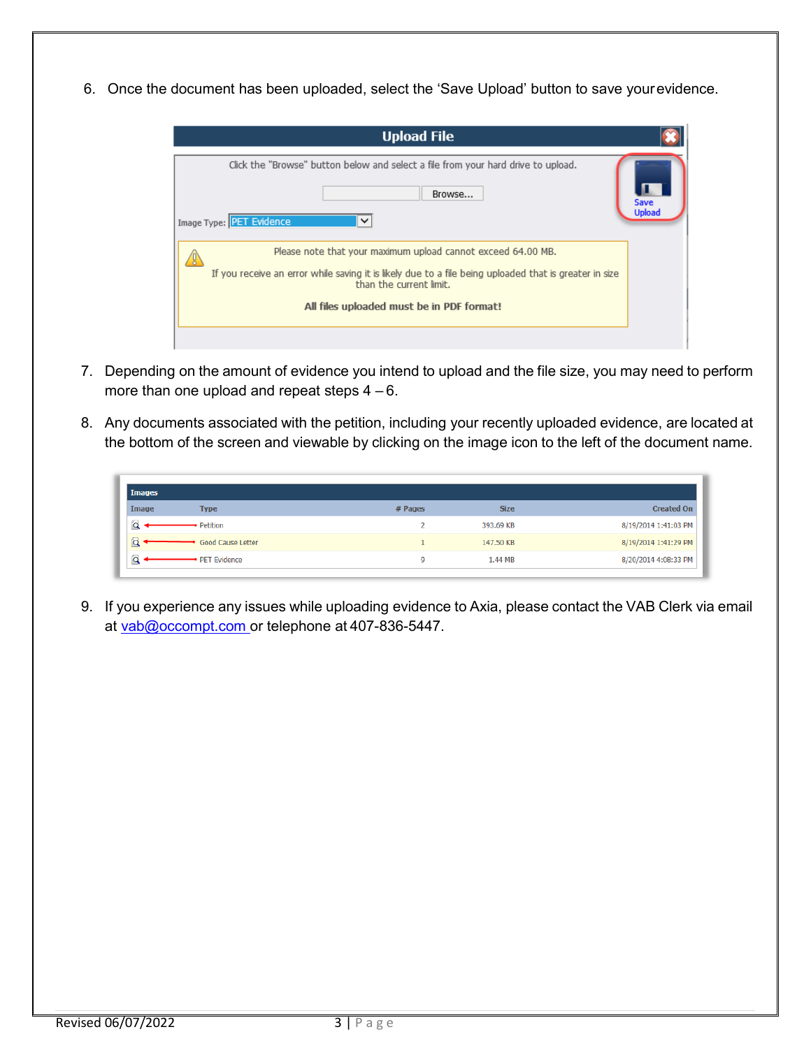6. Once the document has been uploaded, select the 'Save Upload' button to save your evidence.

**Upload File**

Click the "Browse" button below and select a file from your hard drive to upload.

Browse...

Save Upload

Image Type: PET Evidence

Please note that your maximum upload cannot exceed 64.00 MB.

If you receive an error while saving it is likely due to a file being uploaded that is greater in size than the current limit.

**All files uploaded must be in PDF format!**

7. Depending on the amount of evidence you intend to upload and the file size, you may need to perform more than one upload and repeat steps 4 – 6.

8. Any documents associated with the petition, including your recently uploaded evidence, are located at the bottom of the screen and viewable by clicking on the image icon to the left of the document name.

**Images**

| Image | Type | # Pages | Size | Created On |
|---|---|---|---|---|
| | Petition | 2 | 393.69 KB | 8/19/2014 1:41:03 PM |
| | Good Cause Letter | 1 | 147.50 KB | 8/19/2014 1:41:29 PM |
| | PET Evidence | 9 | 1.44 MB | 8/20/2014 4:08:33 PM |

9. If you experience any issues while uploading evidence to Axia, please contact the VAB Clerk via email at vab@occompt.com or telephone at 407-836-5447.

Revised 06/07/2022